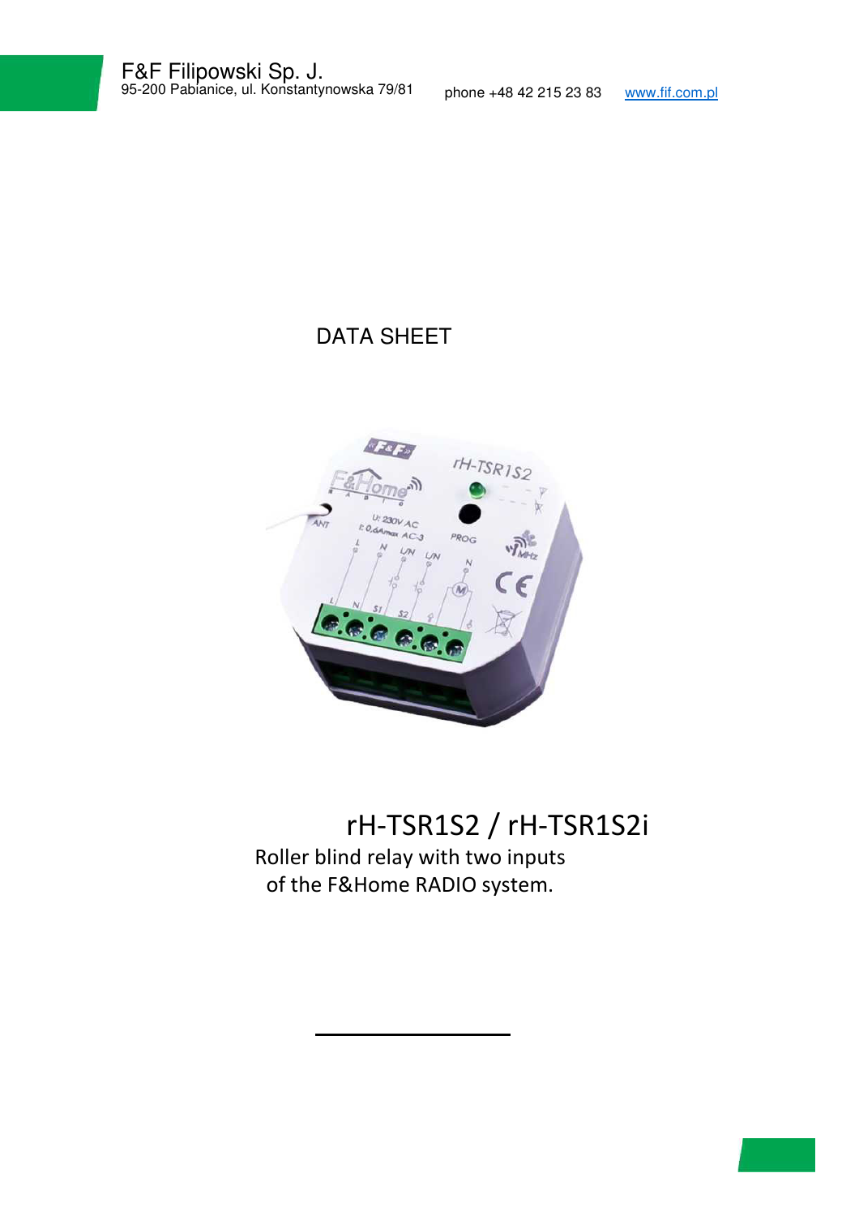F&F Filipowski Sp. J.
95-200 Pabianice, ul. Konstantynowska 79/81 phone +48 42 215 23 83 www.fif.com.pl

# DATA SHEET

# rH-TSR1S2 / rH-TSR1S2i

Roller blind relay with two inputs
of the F&Home RADIO system.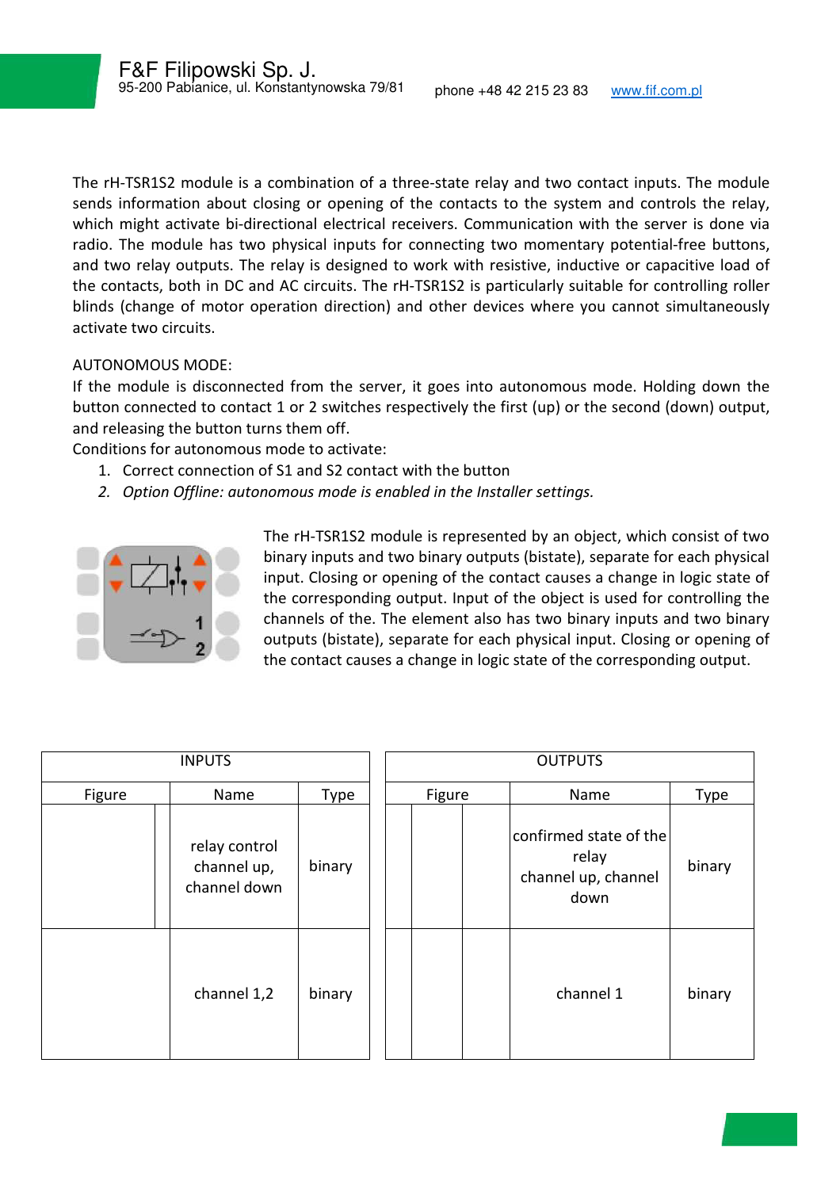The rH-TSR1S2 module is a combination of a three-state relay and two contact inputs. The module sends information about closing or opening of the contacts to the system and controls the relay, which might activate bi-directional electrical receivers. Communication with the server is done via radio. The module has two physical inputs for connecting two momentary potential-free buttons, and two relay outputs. The relay is designed to work with resistive, inductive or capacitive load of the contacts, both in DC and AC circuits. The rH-TSR1S2 is particularly suitable for controlling roller blinds (change of motor operation direction) and other devices where you cannot simultaneously activate two circuits.

AUTONOMOUS MODE:

If the module is disconnected from the server, it goes into autonomous mode. Holding down the button connected to contact 1 or 2 switches respectively the first (up) or the second (down) output, and releasing the button turns them off.

Conditions for autonomous mode to activate:

1. Correct connection of S1 and S2 contact with the button
2. *Option Offline: autonomous mode is enabled in the Installer settings.*

The rH-TSR1S2 module is represented by an object, which consist of two binary inputs and two binary outputs (bistate), separate for each physical input. Closing or opening of the contact causes a change in logic state of the corresponding output. Input of the object is used for controlling the channels of the. The element also has two binary inputs and two binary outputs (bistate), separate for each physical input. Closing or opening of the contact causes a change in logic state of the corresponding output.

| INPUTS | | |
|---|---|---|
| Figure | Name | Type |
| | relay control channel up, channel down | binary |
| | channel 1,2 | binary |

| OUTPUTS | | |
|---|---|---|
| Figure | Name | Type |
| | confirmed state of the relay channel up, channel down | binary |
| | channel 1 | binary |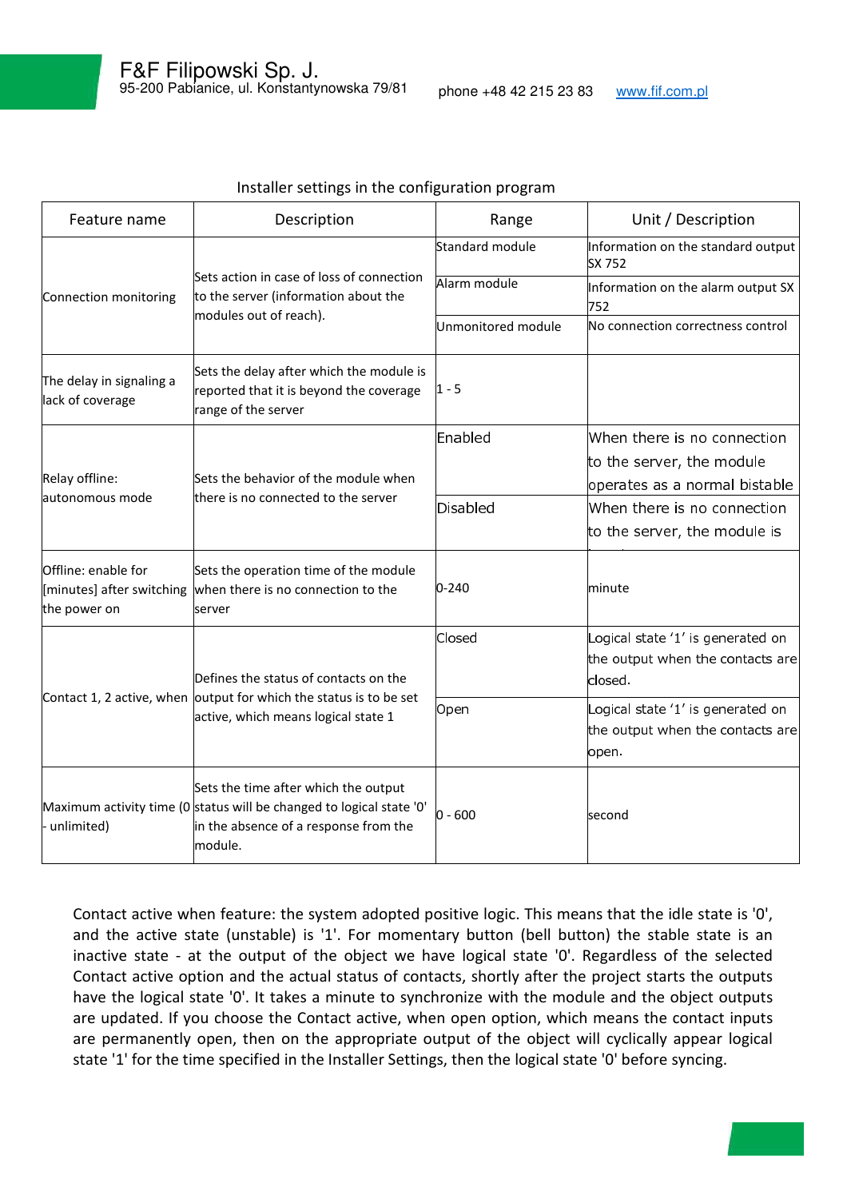Installer settings in the configuration program

| Feature name | Description | Range | Unit / Description |
|---|---|---|---|
| Connection monitoring | Sets action in case of loss of connection to the server (information about the modules out of reach). | Standard module | Information on the standard output SX 752 |
| | | Alarm module | Information on the alarm output SX 752 |
| | | Unmonitored module | No connection correctness control |
| The delay in signaling a lack of coverage | Sets the delay after which the module is reported that it is beyond the coverage range of the server | 1 - 5 | |
| Relay offline: autonomous mode | Sets the behavior of the module when there is no connected to the server | Enabled | When there is no connection to the server, the module operates as a normal bistable |
| | | Disabled | When there is no connection to the server, the module is |
| Offline: enable for [minutes] after switching the power on | Sets the operation time of the module when there is no connection to the server | 0-240 | minute |
| Contact 1, 2 active, when | Defines the status of contacts on the output for which the status is to be set active, which means logical state 1 | Closed | Logical state '1' is generated on the output when the contacts are closed. |
| | | Open | Logical state '1' is generated on the output when the contacts are open. |
| Maximum activity time (0 - unlimited) | Sets the time after which the output status will be changed to logical state '0' in the absence of a response from the module. | 0 - 600 | second |

Contact active when feature: the system adopted positive logic. This means that the idle state is '0', and the active state (unstable) is '1'. For momentary button (bell button) the stable state is an inactive state - at the output of the object we have logical state '0'. Regardless of the selected Contact active option and the actual status of contacts, shortly after the project starts the outputs have the logical state '0'. It takes a minute to synchronize with the module and the object outputs are updated. If you choose the Contact active, when open option, which means the contact inputs are permanently open, then on the appropriate output of the object will cyclically appear logical state '1' for the time specified in the Installer Settings, then the logical state '0' before syncing.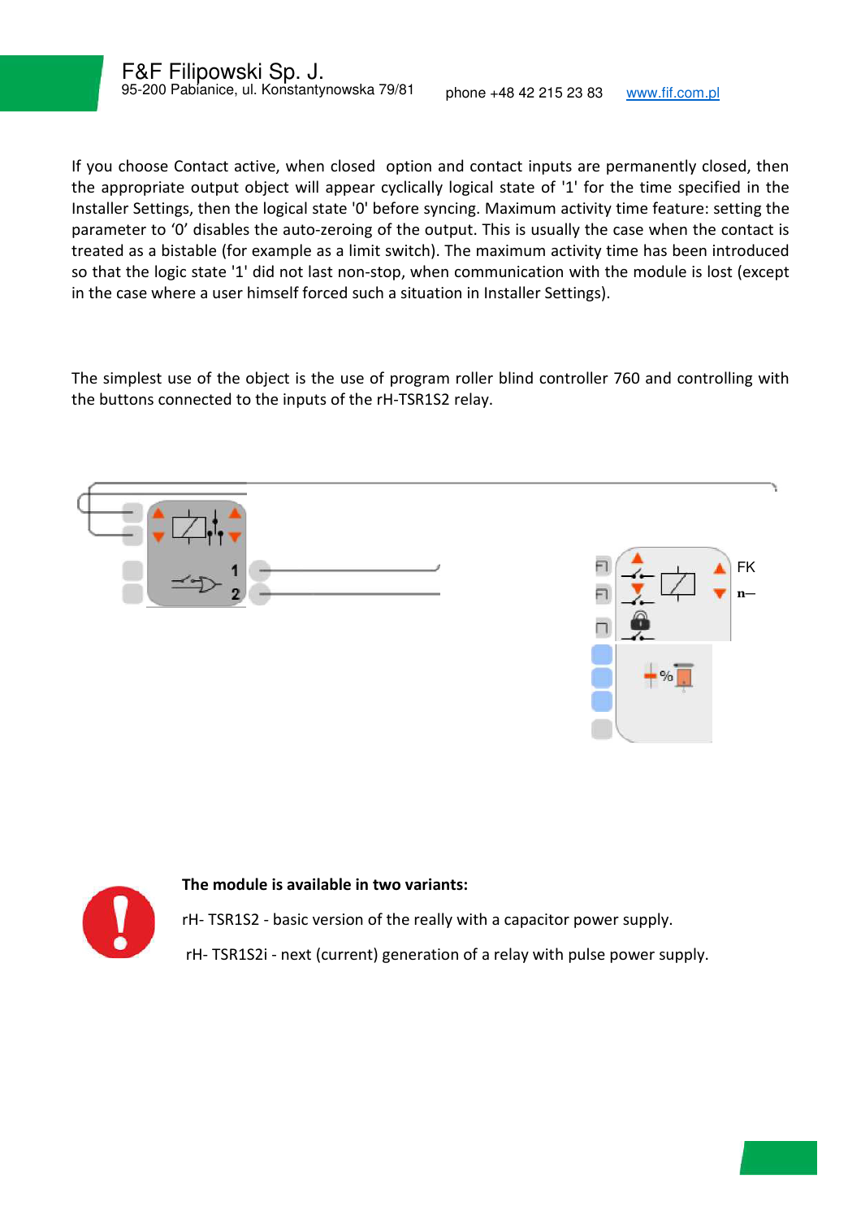If you choose Contact active, when closed option and contact inputs are permanently closed, then the appropriate output object will appear cyclically logical state of '1' for the time specified in the Installer Settings, then the logical state '0' before syncing. Maximum activity time feature: setting the parameter to '0' disables the auto-zeroing of the output. This is usually the case when the contact is treated as a bistable (for example as a limit switch). The maximum activity time has been introduced so that the logic state '1' did not last non-stop, when communication with the module is lost (except in the case where a user himself forced such a situation in Installer Settings).

The simplest use of the object is the use of program roller blind controller 760 and controlling with the buttons connected to the inputs of the rH-TSR1S2 relay.

**The module is available in two variants:**

rH- TSR1S2 - basic version of the really with a capacitor power supply.

rH- TSR1S2i - next (current) generation of a relay with pulse power supply.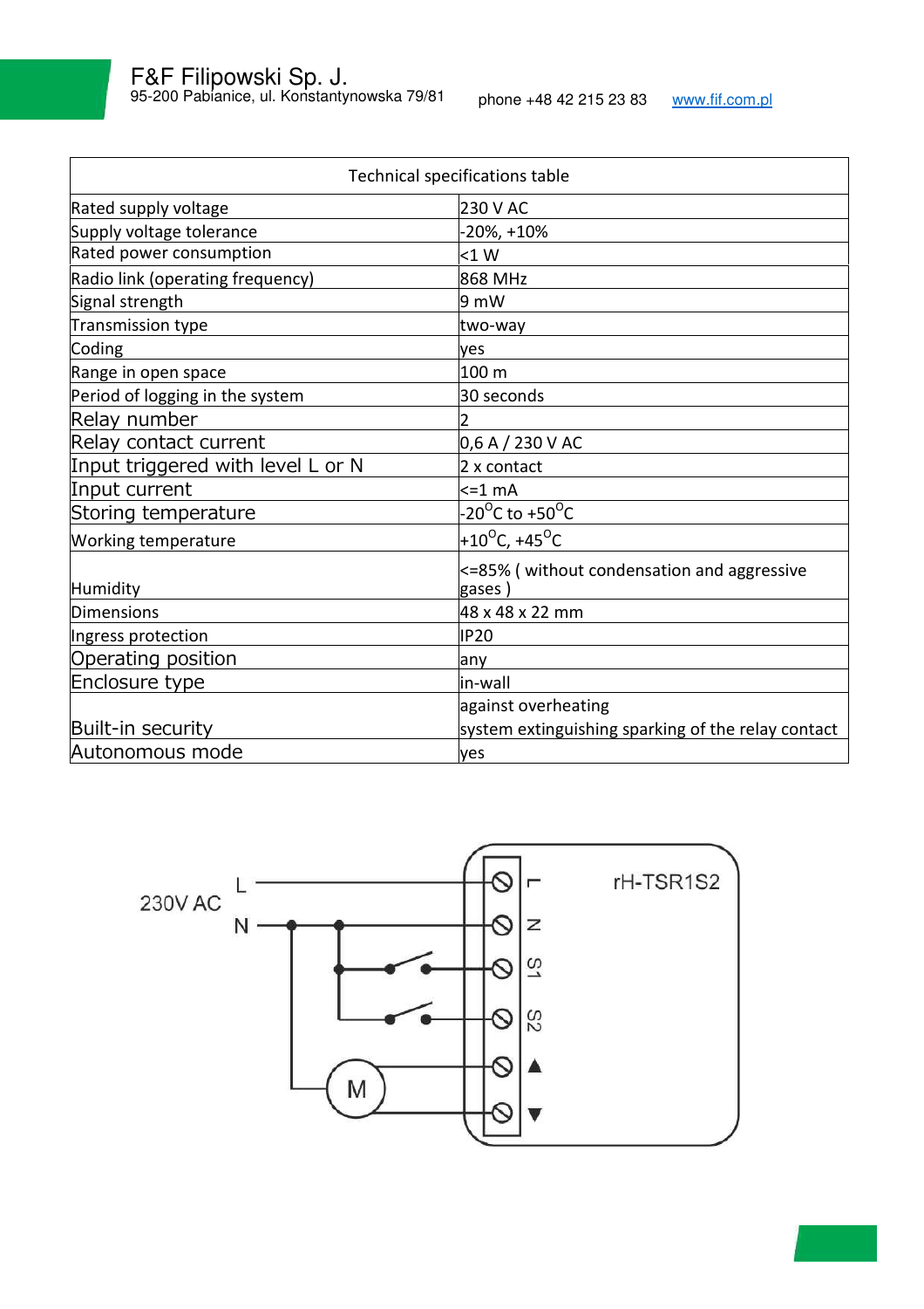| Technical specifications table | |
|---|---|
| Rated supply voltage | 230 V AC |
| Supply voltage tolerance | -20%, +10% |
| Rated power consumption | <1 W |
| Radio link (operating frequency) | 868 MHz |
| Signal strength | 9 mW |
| Transmission type | two-way |
| Coding | yes |
| Range in open space | 100 m |
| Period of logging in the system | 30 seconds |
| Relay number | 2 |
| Relay contact current | 0,6 A / 230 V AC |
| Input triggered with level L or N | 2 x contact |
| Input current | <=1 mA |
| Storing temperature | -20$^{O}$C to +50$^{O}$C |
| Working temperature | +10$^{O}$C, +45$^{O}$C |
| Humidity | <=85% ( without condensation and aggressive gases ) |
| Dimensions | 48 x 48 x 22 mm |
| Ingress protection | IP20 |
| Operating position | any |
| Enclosure type | in-wall |
| Built-in security | against overheating<br>system extinguishing sparking of the relay contact |
| Autonomous mode | yes |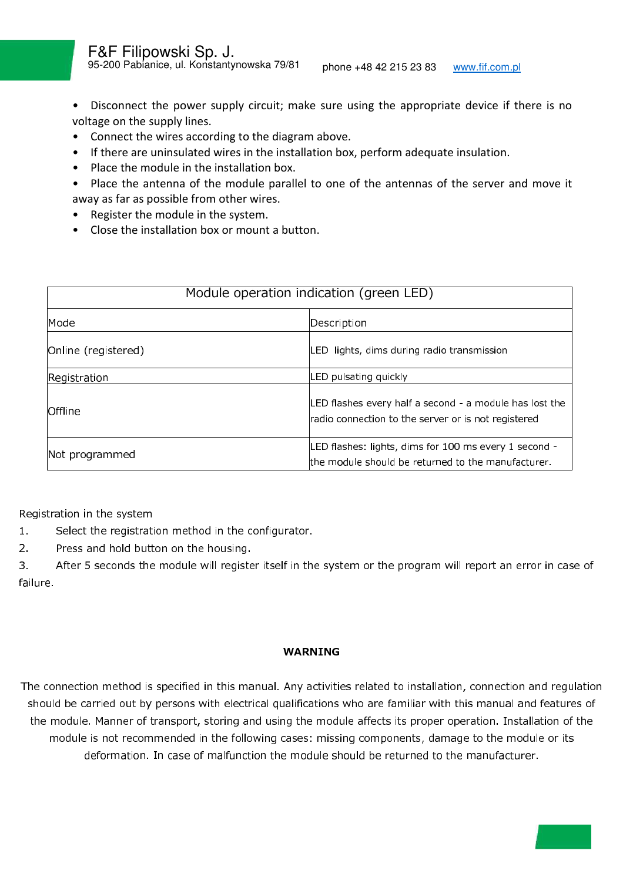- Disconnect the power supply circuit; make sure using the appropriate device if there is no voltage on the supply lines.
- Connect the wires according to the diagram above.
- If there are uninsulated wires in the installation box, perform adequate insulation.
- Place the module in the installation box.
- Place the antenna of the module parallel to one of the antennas of the server and move it away as far as possible from other wires.
- Register the module in the system.
- Close the installation box or mount a button.

| Module operation indication (green LED) | |
|---|---|
| Mode | Description |
| Online (registered) | LED lights, dims during radio transmission |
| Registration | LED pulsating quickly |
| Offline | LED flashes every half a second - a module has lost the radio connection to the server or is not registered |
| Not programmed | LED flashes: lights, dims for 100 ms every 1 second - the module should be returned to the manufacturer. |

Registration in the system

1. Select the registration method in the configurator.
2. Press and hold button on the housing.
3. After 5 seconds the module will register itself in the system or the program will report an error in case of failure.

**WARNING**

The connection method is specified in this manual. Any activities related to installation, connection and regulation should be carried out by persons with electrical qualifications who are familiar with this manual and features of the module. Manner of transport, storing and using the module affects its proper operation. Installation of the module is not recommended in the following cases: missing components, damage to the module or its deformation. In case of malfunction the module should be returned to the manufacturer.